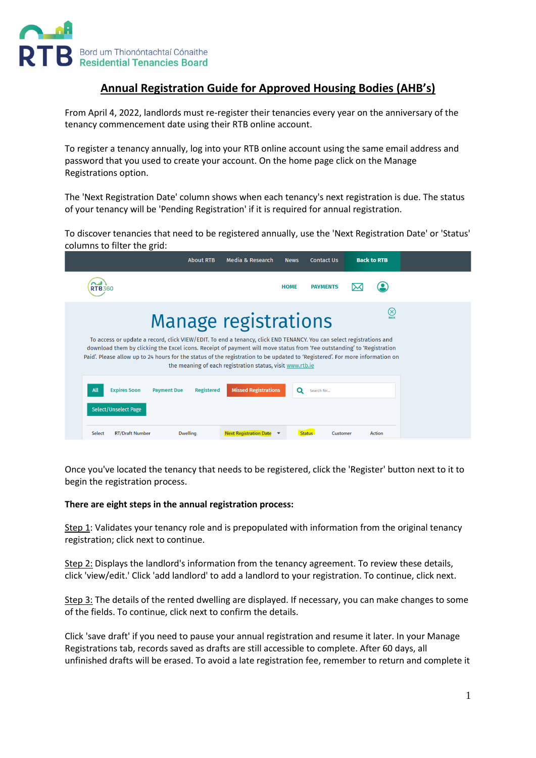# Annual Registration Guide for Approved Housing Bodies (AHB's)

From April 4, 2022, landlords must re-register their tenancies every year on the anniversary of the tenancy commencement date using their RTB online account.

To register a tenancy annually, log into your RTB online account using the same email address and password that you used to create your account. On the home page click on the Manage Registrations option.

The 'Next Registration Date' column shows when each tenancy's next registration is due. The status of your tenancy will be 'Pending Registration' if it is required for annual registration.

To discover tenancies that need to be registered annually, use the 'Next Registration Date' or 'Status' columns to filter the grid:

Once you've located the tenancy that needs to be registered, click the 'Register' button next to it to begin the registration process.

**There are eight steps in the annual registration process:**

Step 1: Validates your tenancy role and is prepopulated with information from the original tenancy registration; click next to continue.

Step 2: Displays the landlord's information from the tenancy agreement. To review these details, click 'view/edit.' Click 'add landlord' to add a landlord to your registration. To continue, click next.

Step 3: The details of the rented dwelling are displayed. If necessary, you can make changes to some of the fields. To continue, click next to confirm the details.

Click 'save draft' if you need to pause your annual registration and resume it later. In your Manage Registrations tab, records saved as drafts are still accessible to complete. After 60 days, all unfinished drafts will be erased. To avoid a late registration fee, remember to return and complete it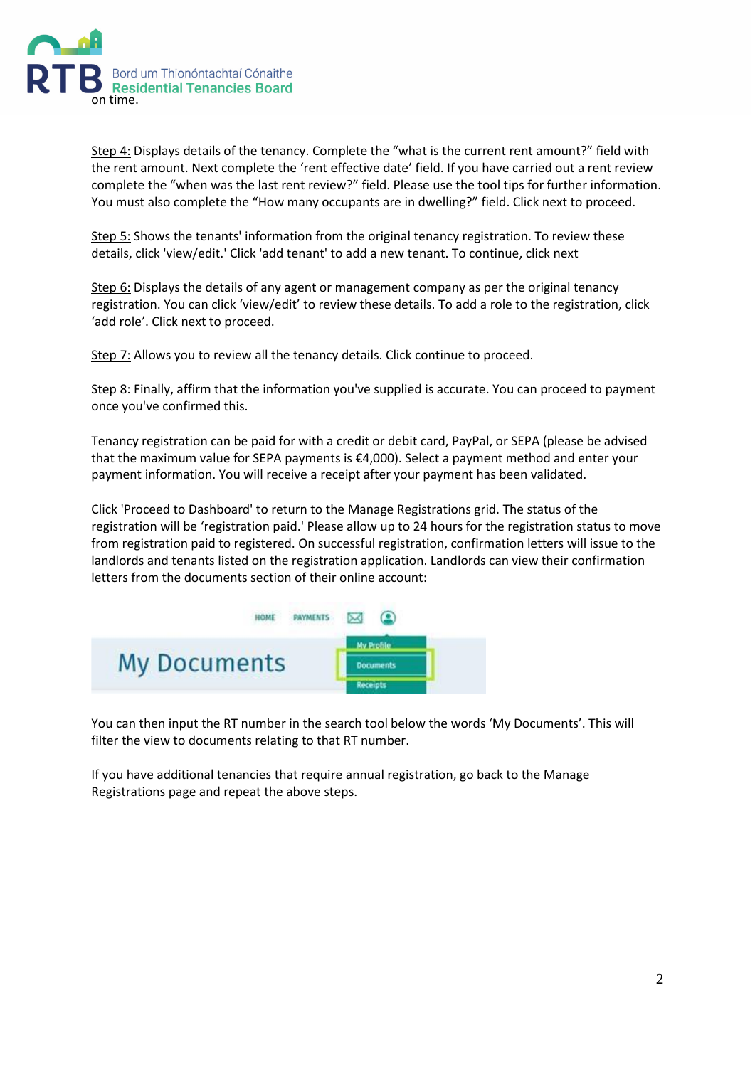on time.

Step 4: Displays details of the tenancy. Complete the "what is the current rent amount?" field with the rent amount. Next complete the 'rent effective date' field. If you have carried out a rent review complete the "when was the last rent review?" field. Please use the tool tips for further information. You must also complete the "How many occupants are in dwelling?" field. Click next to proceed.

Step 5: Shows the tenants' information from the original tenancy registration. To review these details, click 'view/edit.' Click 'add tenant' to add a new tenant. To continue, click next

Step 6: Displays the details of any agent or management company as per the original tenancy registration. You can click 'view/edit' to review these details. To add a role to the registration, click 'add role'. Click next to proceed.

Step 7: Allows you to review all the tenancy details. Click continue to proceed.

Step 8: Finally, affirm that the information you've supplied is accurate. You can proceed to payment once you've confirmed this.

Tenancy registration can be paid for with a credit or debit card, PayPal, or SEPA (please be advised that the maximum value for SEPA payments is €4,000). Select a payment method and enter your payment information. You will receive a receipt after your payment has been validated.

Click 'Proceed to Dashboard' to return to the Manage Registrations grid. The status of the registration will be 'registration paid.' Please allow up to 24 hours for the registration status to move from registration paid to registered. On successful registration, confirmation letters will issue to the landlords and tenants listed on the registration application. Landlords can view their confirmation letters from the documents section of their online account:

You can then input the RT number in the search tool below the words 'My Documents'. This will filter the view to documents relating to that RT number.

If you have additional tenancies that require annual registration, go back to the Manage Registrations page and repeat the above steps.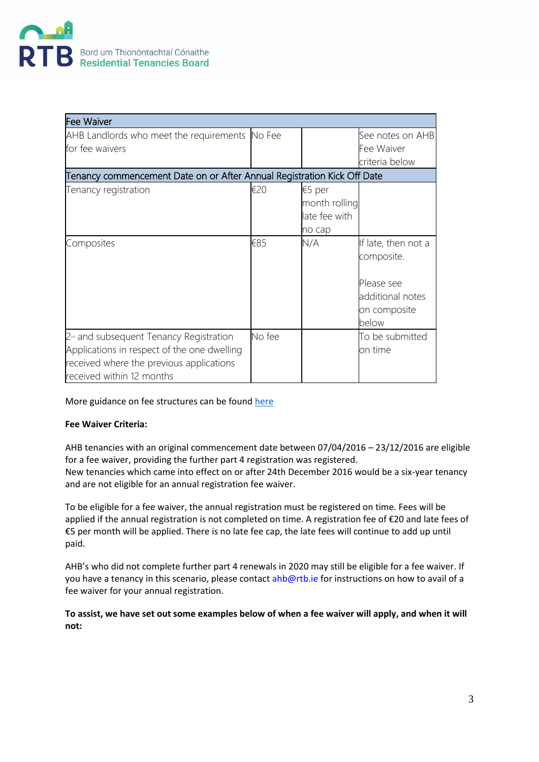| Fee Waiver | | | |
|---|---|---|---|
| AHB Landlords who meet the requirements for fee waivers | No Fee | | See notes on AHB Fee Waiver criteria below |
| Tenancy commencement Date on or After Annual Registration Kick Off Date | | | |
| Tenancy registration | €20 | €5 per month rolling late fee with no cap | |
| Composites | €85 | N/A | If late, then not a composite. Please see additional notes on composite below |
| 2nd and subsequent Tenancy Registration Applications in respect of the one dwelling received where the previous applications received within 12 months | No fee | | To be submitted on time |

More guidance on fee structures can be found here

**Fee Waiver Criteria:**

AHB tenancies with an original commencement date between 07/04/2016 – 23/12/2016 are eligible for a fee waiver, providing the further part 4 registration was registered.
New tenancies which came into effect on or after 24th December 2016 would be a six-year tenancy and are not eligible for an annual registration fee waiver.

To be eligible for a fee waiver, the annual registration must be registered on time. Fees will be applied if the annual registration is not completed on time. A registration fee of €20 and late fees of €5 per month will be applied. There is no late fee cap, the late fees will continue to add up until paid.

AHB's who did not complete further part 4 renewals in 2020 may still be eligible for a fee waiver. If you have a tenancy in this scenario, please contact ahb@rtb.ie for instructions on how to avail of a fee waiver for your annual registration.

**To assist, we have set out some examples below of when a fee waiver will apply, and when it will not:**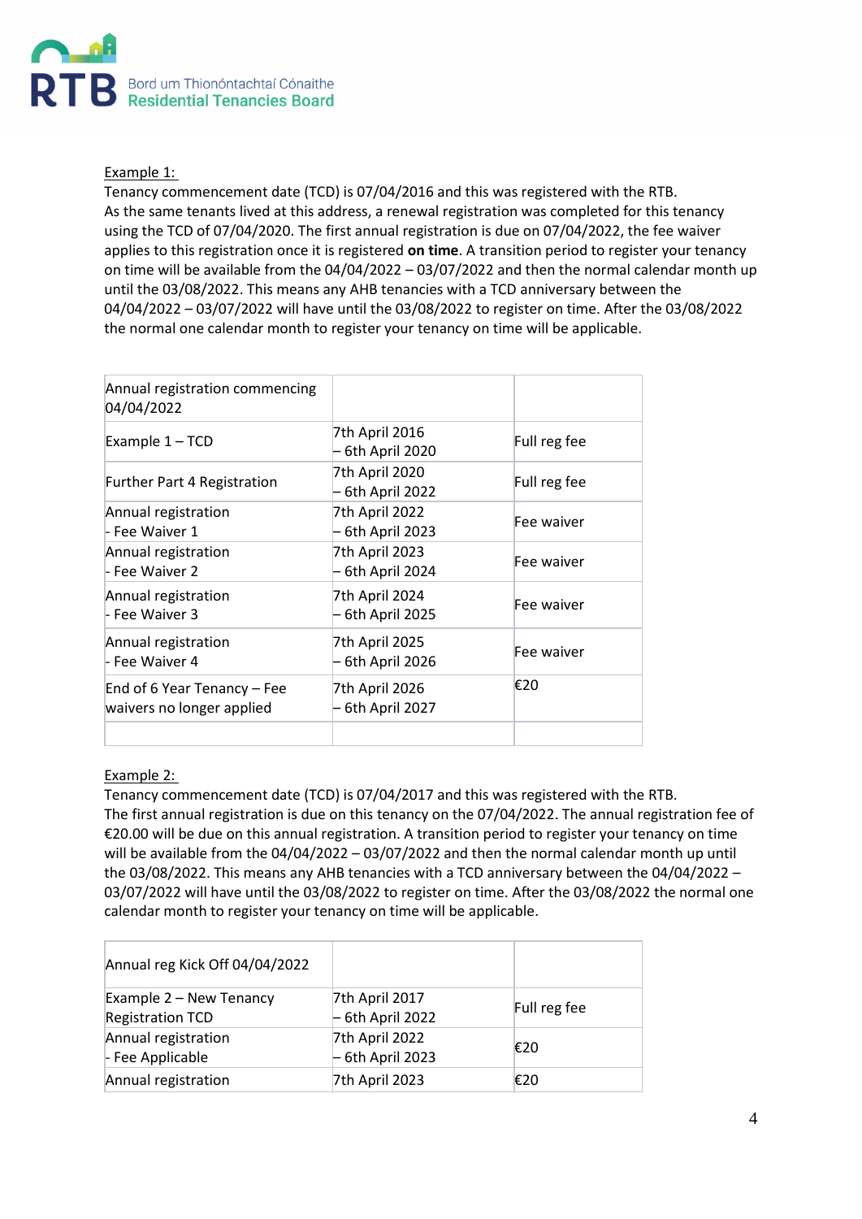Example 1:

Tenancy commencement date (TCD) is 07/04/2016 and this was registered with the RTB. As the same tenants lived at this address, a renewal registration was completed for this tenancy using the TCD of 07/04/2020. The first annual registration is due on 07/04/2022, the fee waiver applies to this registration once it is registered **on time**. A transition period to register your tenancy on time will be available from the 04/04/2022 – 03/07/2022 and then the normal calendar month up until the 03/08/2022. This means any AHB tenancies with a TCD anniversary between the 04/04/2022 – 03/07/2022 will have until the 03/08/2022 to register on time. After the 03/08/2022 the normal one calendar month to register your tenancy on time will be applicable.

| Annual registration commencing 04/04/2022 | | |
|---|---|---|
| Example 1 – TCD | 7th April 2016 – 6th April 2020 | Full reg fee |
| Further Part 4 Registration | 7th April 2020 – 6th April 2022 | Full reg fee |
| Annual registration - Fee Waiver 1 | 7th April 2022 – 6th April 2023 | Fee waiver |
| Annual registration - Fee Waiver 2 | 7th April 2023 – 6th April 2024 | Fee waiver |
| Annual registration - Fee Waiver 3 | 7th April 2024 – 6th April 2025 | Fee waiver |
| Annual registration - Fee Waiver 4 | 7th April 2025 – 6th April 2026 | Fee waiver |
| End of 6 Year Tenancy – Fee waivers no longer applied | 7th April 2026 – 6th April 2027 | €20 |
| | | |

Example 2:

Tenancy commencement date (TCD) is 07/04/2017 and this was registered with the RTB. The first annual registration is due on this tenancy on the 07/04/2022. The annual registration fee of €20.00 will be due on this annual registration. A transition period to register your tenancy on time will be available from the 04/04/2022 – 03/07/2022 and then the normal calendar month up until the 03/08/2022. This means any AHB tenancies with a TCD anniversary between the 04/04/2022 – 03/07/2022 will have until the 03/08/2022 to register on time. After the 03/08/2022 the normal one calendar month to register your tenancy on time will be applicable.

| Annual reg Kick Off 04/04/2022 | | |
|---|---|---|
| Example 2 – New Tenancy Registration TCD | 7th April 2017 – 6th April 2022 | Full reg fee |
| Annual registration - Fee Applicable | 7th April 2022 – 6th April 2023 | €20 |
| Annual registration | 7th April 2023 | €20 |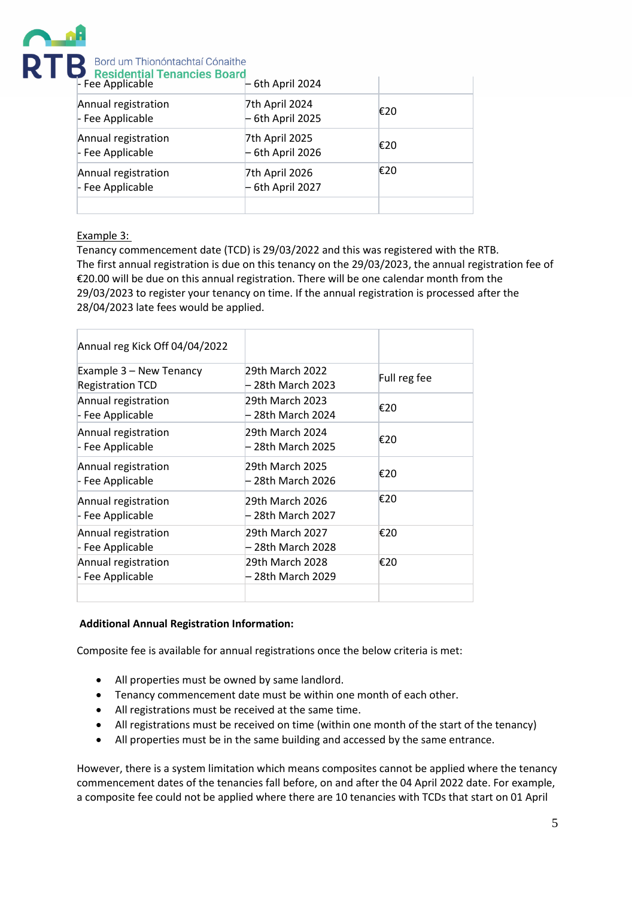| | | |
|---|---|---|
| - Fee Applicable | – 6th April 2024 | |
| Annual registration - Fee Applicable | 7th April 2024 – 6th April 2025 | €20 |
| Annual registration - Fee Applicable | 7th April 2025 – 6th April 2026 | €20 |
| Annual registration - Fee Applicable | 7th April 2026 – 6th April 2027 | €20 |
| | | |

Example 3:

Tenancy commencement date (TCD) is 29/03/2022 and this was registered with the RTB. The first annual registration is due on this tenancy on the 29/03/2023, the annual registration fee of €20.00 will be due on this annual registration. There will be one calendar month from the 29/03/2023 to register your tenancy on time. If the annual registration is processed after the 28/04/2023 late fees would be applied.

| Annual reg Kick Off 04/04/2022 | | |
|---|---|---|
| Example 3 – New Tenancy Registration TCD | 29th March 2022 – 28th March 2023 | Full reg fee |
| Annual registration - Fee Applicable | 29th March 2023 – 28th March 2024 | €20 |
| Annual registration - Fee Applicable | 29th March 2024 – 28th March 2025 | €20 |
| Annual registration - Fee Applicable | 29th March 2025 – 28th March 2026 | €20 |
| Annual registration - Fee Applicable | 29th March 2026 – 28th March 2027 | €20 |
| Annual registration - Fee Applicable | 29th March 2027 – 28th March 2028 | €20 |
| Annual registration - Fee Applicable | 29th March 2028 – 28th March 2029 | €20 |
| | | |

**Additional Annual Registration Information:**

Composite fee is available for annual registrations once the below criteria is met:

- All properties must be owned by same landlord.
- Tenancy commencement date must be within one month of each other.
- All registrations must be received at the same time.
- All registrations must be received on time (within one month of the start of the tenancy)
- All properties must be in the same building and accessed by the same entrance.

However, there is a system limitation which means composites cannot be applied where the tenancy commencement dates of the tenancies fall before, on and after the 04 April 2022 date. For example, a composite fee could not be applied where there are 10 tenancies with TCDs that start on 01 April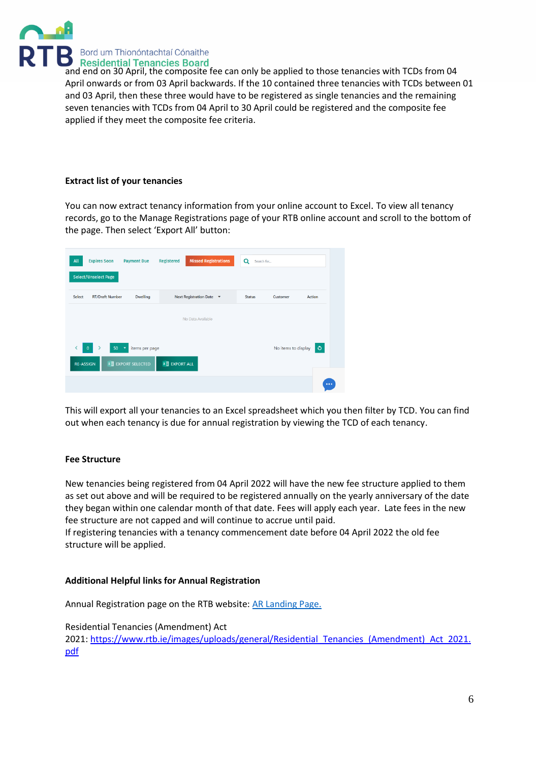and end on 30 April, the composite fee can only be applied to those tenancies with TCDs from 04 April onwards or from 03 April backwards. If the 10 contained three tenancies with TCDs between 01 and 03 April, then these three would have to be registered as single tenancies and the remaining seven tenancies with TCDs from 04 April to 30 April could be registered and the composite fee applied if they meet the composite fee criteria.

**Extract list of your tenancies**

You can now extract tenancy information from your online account to Excel. To view all tenancy records, go to the Manage Registrations page of your RTB online account and scroll to the bottom of the page. Then select 'Export All' button:

This will export all your tenancies to an Excel spreadsheet which you then filter by TCD. You can find out when each tenancy is due for annual registration by viewing the TCD of each tenancy.

**Fee Structure**

New tenancies being registered from 04 April 2022 will have the new fee structure applied to them as set out above and will be required to be registered annually on the yearly anniversary of the date they began within one calendar month of that date. Fees will apply each year. Late fees in the new fee structure are not capped and will continue to accrue until paid.
If registering tenancies with a tenancy commencement date before 04 April 2022 the old fee structure will be applied.

**Additional Helpful links for Annual Registration**

Annual Registration page on the RTB website: [AR Landing Page.]()

Residential Tenancies (Amendment) Act 2021: [https://www.rtb.ie/images/uploads/general/Residential_Tenancies_(Amendment)_Act_2021.pdf](https://www.rtb.ie/images/uploads/general/Residential_Tenancies_(Amendment)_Act_2021.pdf)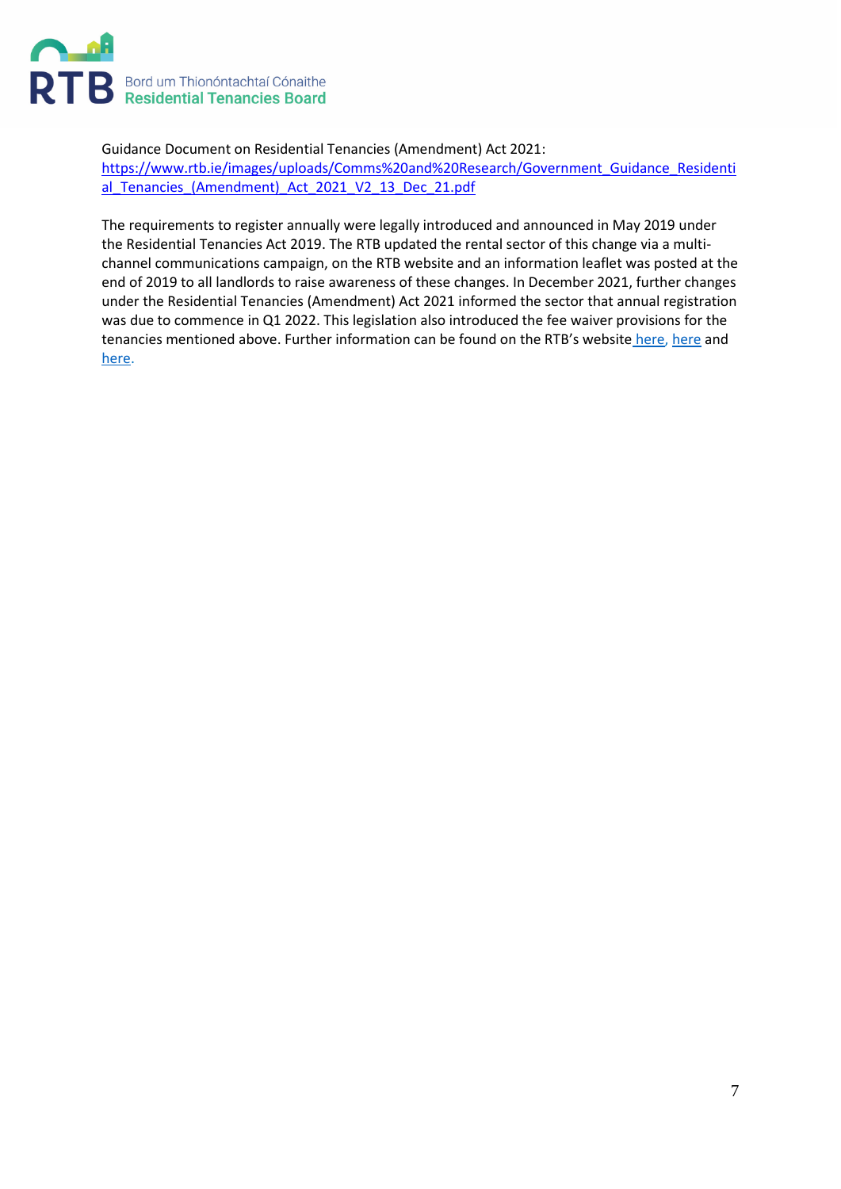Guidance Document on Residential Tenancies (Amendment) Act 2021:
[https://www.rtb.ie/images/uploads/Comms%20and%20Research/Government_Guidance_Residential_Tenancies_(Amendment)_Act_2021_V2_13_Dec_21.pdf](https://www.rtb.ie/images/uploads/Comms%20and%20Research/Government_Guidance_Residential_Tenancies_(Amendment)_Act_2021_V2_13_Dec_21.pdf)

The requirements to register annually were legally introduced and announced in May 2019 under the Residential Tenancies Act 2019. The RTB updated the rental sector of this change via a multi-channel communications campaign, on the RTB website and an information leaflet was posted at the end of 2019 to all landlords to raise awareness of these changes. In December 2021, further changes under the Residential Tenancies (Amendment) Act 2021 informed the sector that annual registration was due to commence in Q1 2022. This legislation also introduced the fee waiver provisions for the tenancies mentioned above. Further information can be found on the RTB's website here, here and here.